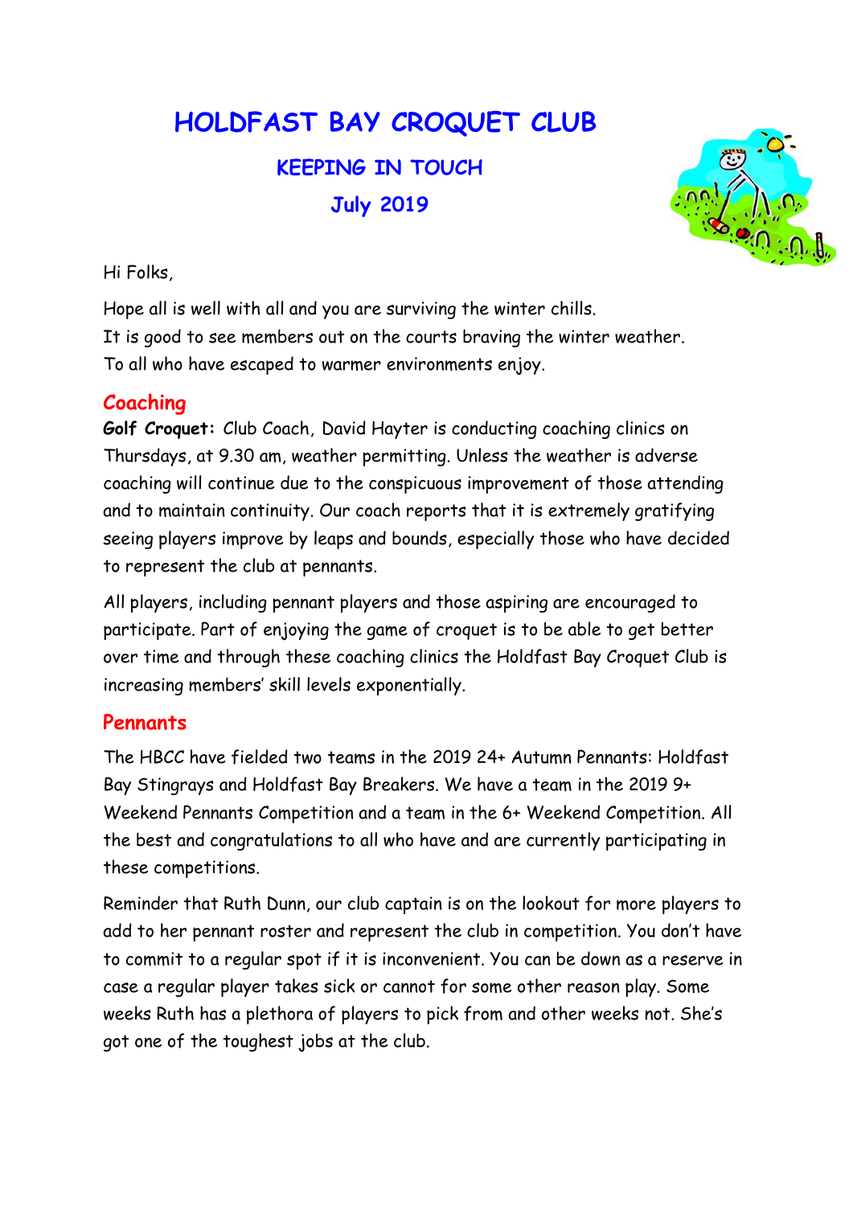# HOLDFAST BAY CROQUET CLUB

## KEEPING IN TOUCH

## July 2019

Hi Folks,

Hope all is well with all and you are surviving the winter chills.
It is good to see members out on the courts braving the winter weather.
To all who have escaped to warmer environments enjoy.

### Coaching

**Golf Croquet:** Club Coach, David Hayter is conducting coaching clinics on Thursdays, at 9.30 am, weather permitting. Unless the weather is adverse coaching will continue due to the conspicuous improvement of those attending and to maintain continuity. Our coach reports that it is extremely gratifying seeing players improve by leaps and bounds, especially those who have decided to represent the club at pennants.

All players, including pennant players and those aspiring are encouraged to participate. Part of enjoying the game of croquet is to be able to get better over time and through these coaching clinics the Holdfast Bay Croquet Club is increasing members' skill levels exponentially.

### Pennants

The HBCC have fielded two teams in the 2019 24+ Autumn Pennants: Holdfast Bay Stingrays and Holdfast Bay Breakers. We have a team in the 2019 9+ Weekend Pennants Competition and a team in the 6+ Weekend Competition. All the best and congratulations to all who have and are currently participating in these competitions.

Reminder that Ruth Dunn, our club captain is on the lookout for more players to add to her pennant roster and represent the club in competition. You don't have to commit to a regular spot if it is inconvenient. You can be down as a reserve in case a regular player takes sick or cannot for some other reason play. Some weeks Ruth has a plethora of players to pick from and other weeks not. She's got one of the toughest jobs at the club.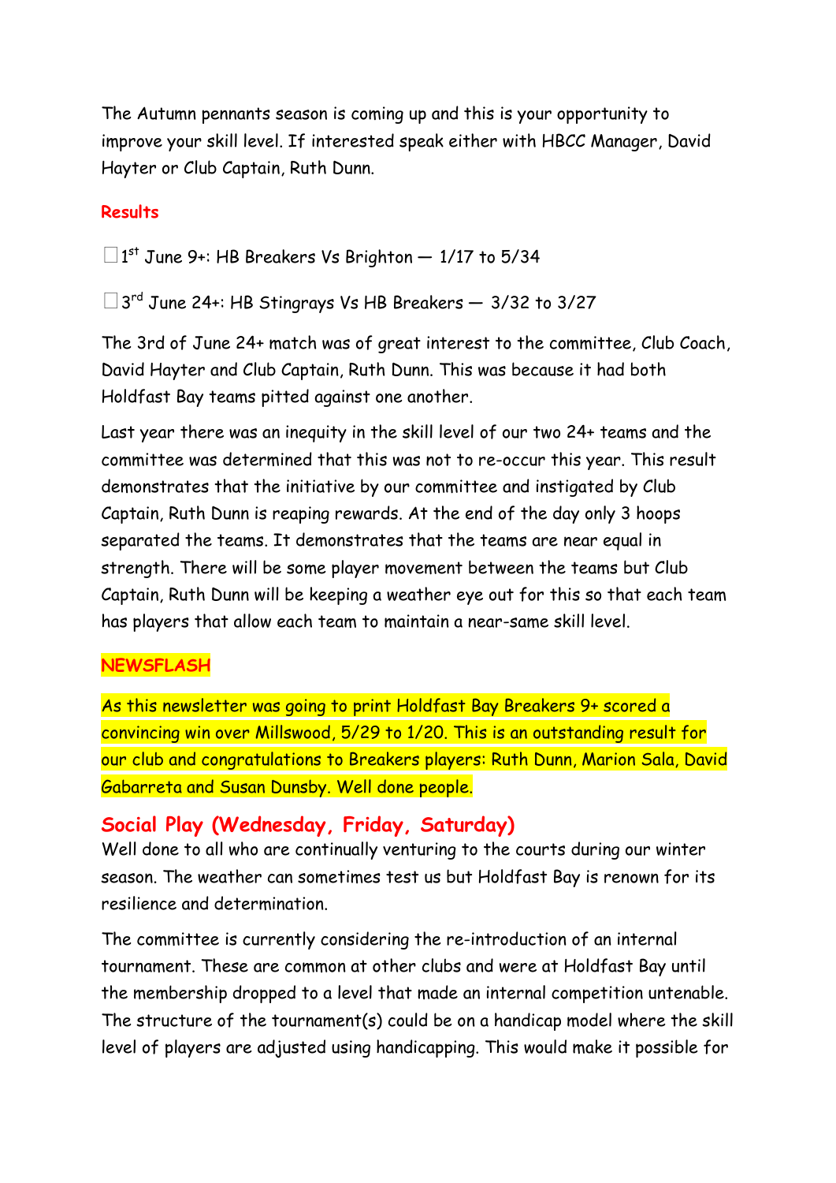The Autumn pennants season is coming up and this is your opportunity to improve your skill level. If interested speak either with HBCC Manager, David Hayter or Club Captain, Ruth Dunn.

**Results**

- 1st June 9+: HB Breakers Vs Brighton — 1/17 to 5/34
- 3rd June 24+: HB Stingrays Vs HB Breakers — 3/32 to 3/27

The 3rd of June 24+ match was of great interest to the committee, Club Coach, David Hayter and Club Captain, Ruth Dunn. This was because it had both Holdfast Bay teams pitted against one another.

Last year there was an inequity in the skill level of our two 24+ teams and the committee was determined that this was not to re-occur this year. This result demonstrates that the initiative by our committee and instigated by Club Captain, Ruth Dunn is reaping rewards. At the end of the day only 3 hoops separated the teams. It demonstrates that the teams are near equal in strength. There will be some player movement between the teams but Club Captain, Ruth Dunn will be keeping a weather eye out for this so that each team has players that allow each team to maintain a near-same skill level.

**NEWSFLASH**

As this newsletter was going to print Holdfast Bay Breakers 9+ scored a convincing win over Millswood, 5/29 to 1/20. This is an outstanding result for our club and congratulations to Breakers players: Ruth Dunn, Marion Sala, David Gabarreta and Susan Dunsby. Well done people.

## Social Play (Wednesday, Friday, Saturday)

Well done to all who are continually venturing to the courts during our winter season. The weather can sometimes test us but Holdfast Bay is renown for its resilience and determination.

The committee is currently considering the re-introduction of an internal tournament. These are common at other clubs and were at Holdfast Bay until the membership dropped to a level that made an internal competition untenable. The structure of the tournament(s) could be on a handicap model where the skill level of players are adjusted using handicapping. This would make it possible for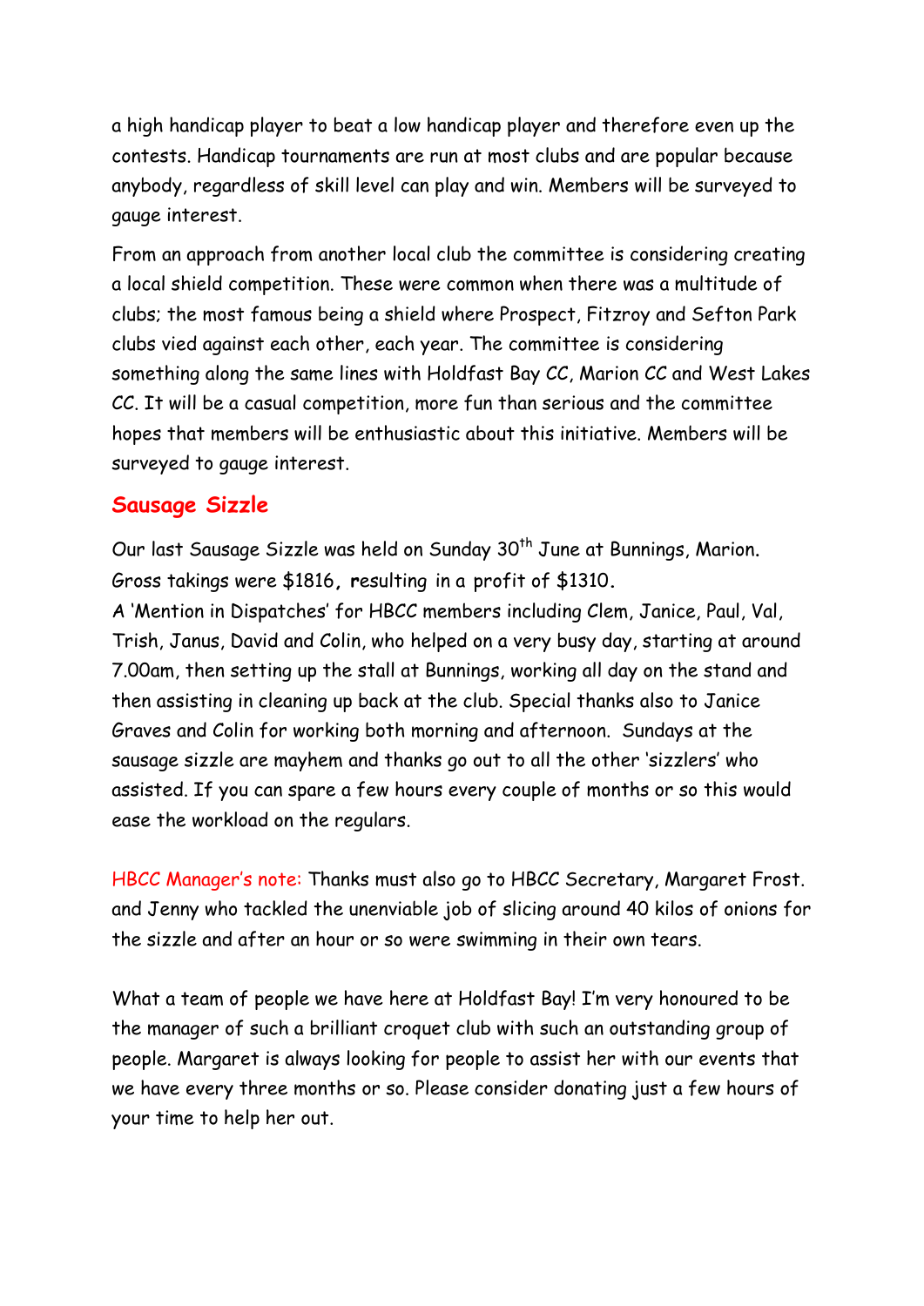a high handicap player to beat a low handicap player and therefore even up the contests. Handicap tournaments are run at most clubs and are popular because anybody, regardless of skill level can play and win. Members will be surveyed to gauge interest.

From an approach from another local club the committee is considering creating a local shield competition. These were common when there was a multitude of clubs; the most famous being a shield where Prospect, Fitzroy and Sefton Park clubs vied against each other, each year. The committee is considering something along the same lines with Holdfast Bay CC, Marion CC and West Lakes CC. It will be a casual competition, more fun than serious and the committee hopes that members will be enthusiastic about this initiative. Members will be surveyed to gauge interest.

## Sausage Sizzle

Our last Sausage Sizzle was held on Sunday 30th June at Bunnings, Marion. Gross takings were $1816, resulting in a profit of $1310.
A 'Mention in Dispatches' for HBCC members including Clem, Janice, Paul, Val, Trish, Janus, David and Colin, who helped on a very busy day, starting at around 7.00am, then setting up the stall at Bunnings, working all day on the stand and then assisting in cleaning up back at the club. Special thanks also to Janice Graves and Colin for working both morning and afternoon. Sundays at the sausage sizzle are mayhem and thanks go out to all the other 'sizzlers' who assisted. If you can spare a few hours every couple of months or so this would ease the workload on the regulars.

HBCC Manager's note: Thanks must also go to HBCC Secretary, Margaret Frost. and Jenny who tackled the unenviable job of slicing around 40 kilos of onions for the sizzle and after an hour or so were swimming in their own tears.

What a team of people we have here at Holdfast Bay! I'm very honoured to be the manager of such a brilliant croquet club with such an outstanding group of people. Margaret is always looking for people to assist her with our events that we have every three months or so. Please consider donating just a few hours of your time to help her out.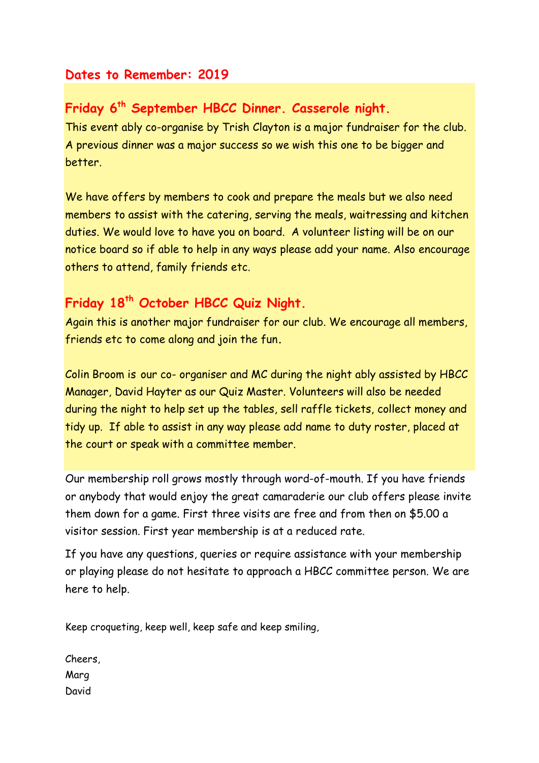## Dates to Remember: 2019

### Friday 6th September HBCC Dinner. Casserole night.

This event ably co-organise by Trish Clayton is a major fundraiser for the club. A previous dinner was a major success so we wish this one to be bigger and better.

We have offers by members to cook and prepare the meals but we also need members to assist with the catering, serving the meals, waitressing and kitchen duties. We would love to have you on board. A volunteer listing will be on our notice board so if able to help in any ways please add your name. Also encourage others to attend, family friends etc.

### Friday 18th October HBCC Quiz Night.

Again this is another major fundraiser for our club. We encourage all members, friends etc to come along and join the fun.

Colin Broom is our co- organiser and MC during the night ably assisted by HBCC Manager, David Hayter as our Quiz Master. Volunteers will also be needed during the night to help set up the tables, sell raffle tickets, collect money and tidy up. If able to assist in any way please add name to duty roster, placed at the court or speak with a committee member.

Our membership roll grows mostly through word-of-mouth. If you have friends or anybody that would enjoy the great camaraderie our club offers please invite them down for a game. First three visits are free and from then on $5.00 a visitor session. First year membership is at a reduced rate.

If you have any questions, queries or require assistance with your membership or playing please do not hesitate to approach a HBCC committee person. We are here to help.

Keep croqueting, keep well, keep safe and keep smiling,

Cheers,
Marg
David